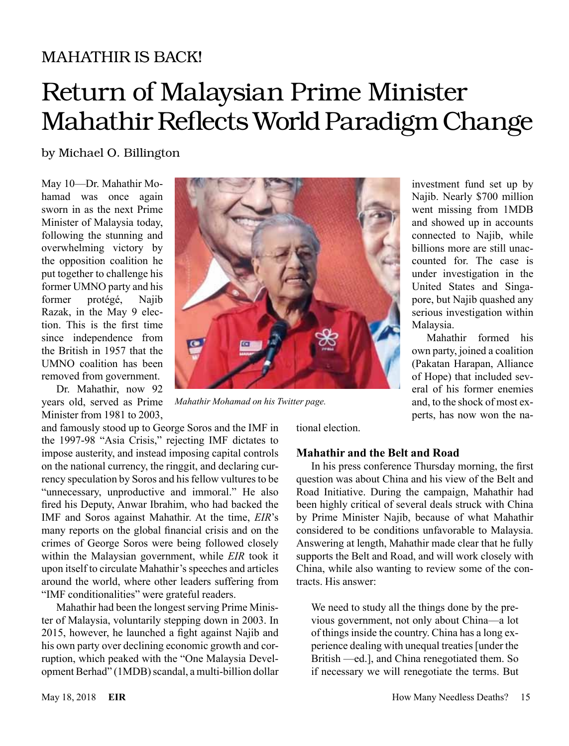MAHATHIR IS BACK!

# Return of Malaysian Prime Minister Mahathir Reflects World Paradigm Change

by Michael O. Billington

May 10—Dr. Mahathir Mohamad was once again sworn in as the next Prime Minister of Malaysia today, following the stunning and overwhelming victory by the opposition coalition he put together to challenge his former UMNO party and his former protégé, Najib Razak, in the May 9 election. This is the first time since independence from the British in 1957 that the UMNO coalition has been removed from government.

Dr. Mahathir, now 92 years old, served as Prime Minister from 1981 to 2003, and famously stood up to George Soros and the IMF in the 1997-98 "Asia Crisis," rejecting IMF dictates to impose austerity, and instead imposing capital controls on the national currency, the ringgit, and declaring currency speculation by Soros and his fellow vultures to be "unnecessary, unproductive and immoral." He also fired his Deputy, Anwar Ibrahim, who had backed the IMF and Soros against Mahathir. At the time, *EIR*'s many reports on the global financial crisis and on the crimes of George Soros were being followed closely within the Malaysian government, while *EIR* took it upon itself to circulate Mahathir's speeches and articles around the world, where other leaders suffering from "IMF conditionalities" were grateful readers.

*Mahathir Mohamad on his Twitter page.*

Mahathir had been the longest serving Prime Minister of Malaysia, voluntarily stepping down in 2003. In 2015, however, he launched a fight against Najib and his own party over declining economic growth and corruption, which peaked with the "One Malaysia Development Berhad" (1MDB) scandal, a multi-billion dollar investment fund set up by Najib. Nearly $700 million went missing from 1MDB and showed up in accounts connected to Najib, while billions more are still unaccounted for. The case is under investigation in the United States and Singapore, but Najib quashed any serious investigation within Malaysia.

Mahathir formed his own party, joined a coalition (Pakatan Harapan, Alliance of Hope) that included several of his former enemies and, to the shock of most experts, has now won the national election.

## Mahathir and the Belt and Road

In his press conference Thursday morning, the first question was about China and his view of the Belt and Road Initiative. During the campaign, Mahathir had been highly critical of several deals struck with China by Prime Minister Najib, because of what Mahathir considered to be conditions unfavorable to Malaysia. Answering at length, Mahathir made clear that he fully supports the Belt and Road, and will work closely with China, while also wanting to review some of the contracts. His answer:

> We need to study all the things done by the previous government, not only about China—a lot of things inside the country. China has a long experience dealing with unequal treaties [under the British —ed.], and China renegotiated them. So if necessary we will renegotiate the terms. But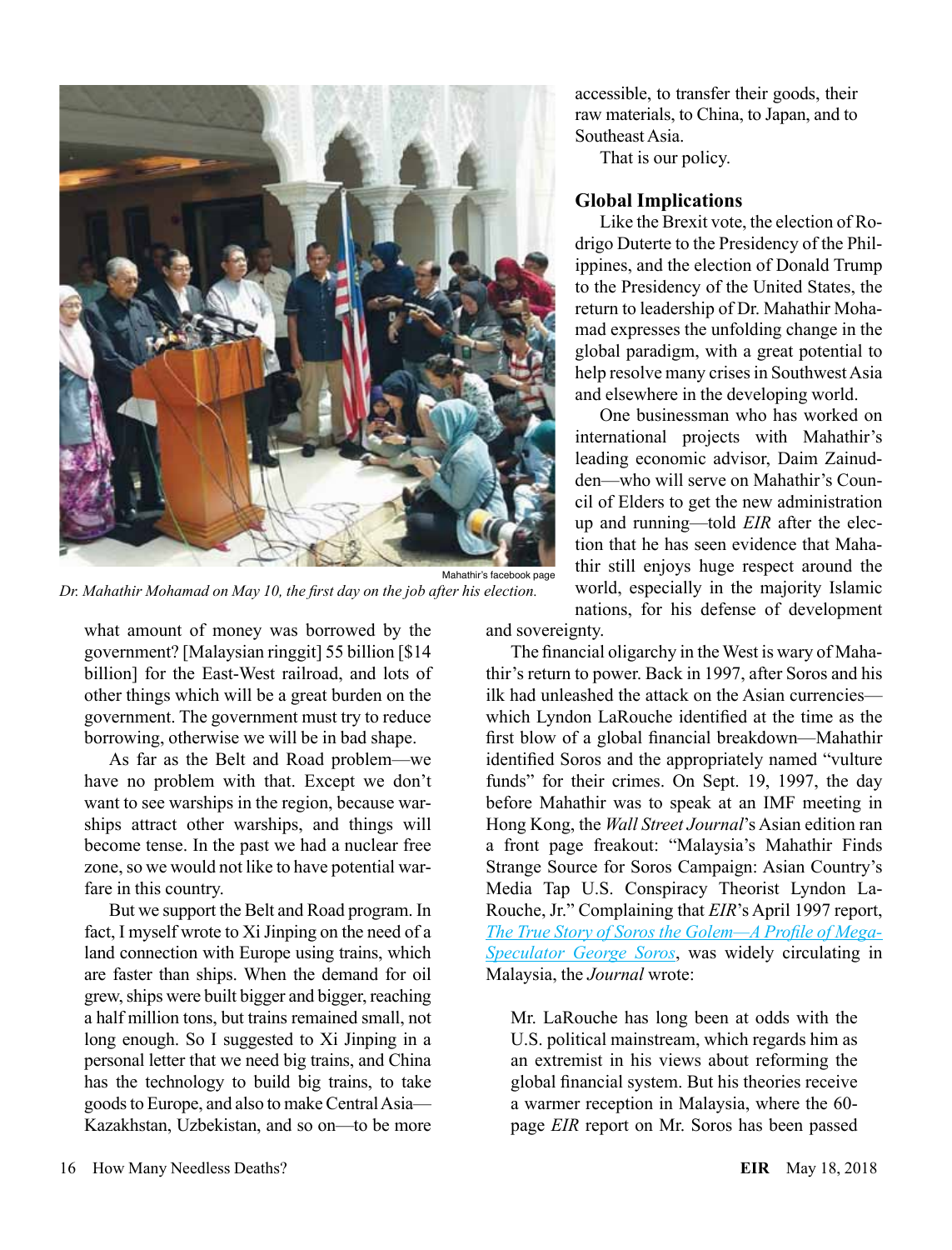Dr. Mahathir Mohamad on May 10, the first day on the job after his election.

what amount of money was borrowed by the government? [Malaysian ringgit] 55 billion [$14 billion] for the East-West railroad, and lots of other things which will be a great burden on the government. The government must try to reduce borrowing, otherwise we will be in bad shape.

As far as the Belt and Road problem—we have no problem with that. Except we don't want to see warships in the region, because warships attract other warships, and things will become tense. In the past we had a nuclear free zone, so we would not like to have potential warfare in this country.

But we support the Belt and Road program. In fact, I myself wrote to Xi Jinping on the need of a land connection with Europe using trains, which are faster than ships. When the demand for oil grew, ships were built bigger and bigger, reaching a half million tons, but trains remained small, not long enough. So I suggested to Xi Jinping in a personal letter that we need big trains, and China has the technology to build big trains, to take goods to Europe, and also to make Central Asia—Kazakhstan, Uzbekistan, and so on—to be more accessible, to transfer their goods, their raw materials, to China, to Japan, and to Southeast Asia.

That is our policy.

## Global Implications

Like the Brexit vote, the election of Rodrigo Duterte to the Presidency of the Philippines, and the election of Donald Trump to the Presidency of the United States, the return to leadership of Dr. Mahathir Mohamad expresses the unfolding change in the global paradigm, with a great potential to help resolve many crises in Southwest Asia and elsewhere in the developing world.

One businessman who has worked on international projects with Mahathir's leading economic advisor, Daim Zainudden—who will serve on Mahathir's Council of Elders to get the new administration up and running—told *EIR* after the election that he has seen evidence that Mahathir still enjoys huge respect around the world, especially in the majority Islamic nations, for his defense of development and sovereignty.

The financial oligarchy in the West is wary of Mahathir's return to power. Back in 1997, after Soros and his ilk had unleashed the attack on the Asian currencies—which Lyndon LaRouche identified at the time as the first blow of a global financial breakdown—Mahathir identified Soros and the appropriately named "vulture funds" for their crimes. On Sept. 19, 1997, the day before Mahathir was to speak at an IMF meeting in Hong Kong, the *Wall Street Journal*'s Asian edition ran a front page freakout: "Malaysia's Mahathir Finds Strange Source for Soros Campaign: Asian Country's Media Tap U.S. Conspiracy Theorist Lyndon LaRouche, Jr." Complaining that *EIR*'s April 1997 report, *The True Story of Soros the Golem—A Profile of Mega-Speculator George Soros*, was widely circulating in Malaysia, the *Journal* wrote:

> Mr. LaRouche has long been at odds with the U.S. political mainstream, which regards him as an extremist in his views about reforming the global financial system. But his theories receive a warmer reception in Malaysia, where the 60-page *EIR* report on Mr. Soros has been passed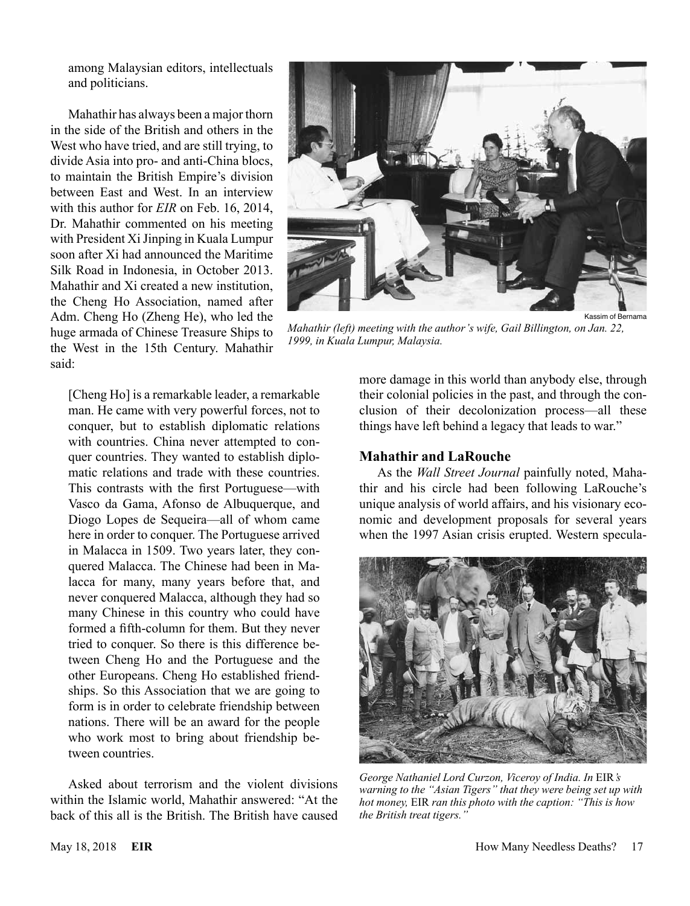among Malaysian editors, intellectuals and politicians.

Mahathir has always been a major thorn in the side of the British and others in the West who have tried, and are still trying, to divide Asia into pro- and anti-China blocs, to maintain the British Empire's division between East and West. In an interview with this author for *EIR* on Feb. 16, 2014, Dr. Mahathir commented on his meeting with President Xi Jinping in Kuala Lumpur soon after Xi had announced the Maritime Silk Road in Indonesia, in October 2013. Mahathir and Xi created a new institution, the Cheng Ho Association, named after Adm. Cheng Ho (Zheng He), who led the huge armada of Chinese Treasure Ships to the West in the 15th Century. Mahathir said:

> [Cheng Ho] is a remarkable leader, a remarkable man. He came with very powerful forces, not to conquer, but to establish diplomatic relations with countries. China never attempted to conquer countries. They wanted to establish diplomatic relations and trade with these countries. This contrasts with the first Portuguese—with Vasco da Gama, Afonso de Albuquerque, and Diogo Lopes de Sequeira—all of whom came here in order to conquer. The Portuguese arrived in Malacca in 1509. Two years later, they conquered Malacca. The Chinese had been in Malacca for many, many years before that, and never conquered Malacca, although they had so many Chinese in this country who could have formed a fifth-column for them. But they never tried to conquer. So there is this difference between Cheng Ho and the Portuguese and the other Europeans. Cheng Ho established friendships. So this Association that we are going to form is in order to celebrate friendship between nations. There will be an award for the people who work most to bring about friendship between countries.

Asked about terrorism and the violent divisions within the Islamic world, Mahathir answered: "At the back of this all is the British. The British have caused more damage in this world than anybody else, through their colonial policies in the past, and through the conclusion of their decolonization process—all these things have left behind a legacy that leads to war."

Kassim of Bernama

*Mahathir (left) meeting with the author's wife, Gail Billington, on Jan. 22, 1999, in Kuala Lumpur, Malaysia.*

### Mahathir and LaRouche

As the *Wall Street Journal* painfully noted, Mahathir and his circle had been following LaRouche's unique analysis of world affairs, and his visionary economic and development proposals for several years when the 1997 Asian crisis erupted. Western specula-

*George Nathaniel Lord Curzon, Viceroy of India. In EIR's warning to the "Asian Tigers" that they were being set up with hot money, EIR ran this photo with the caption: "This is how the British treat tigers."*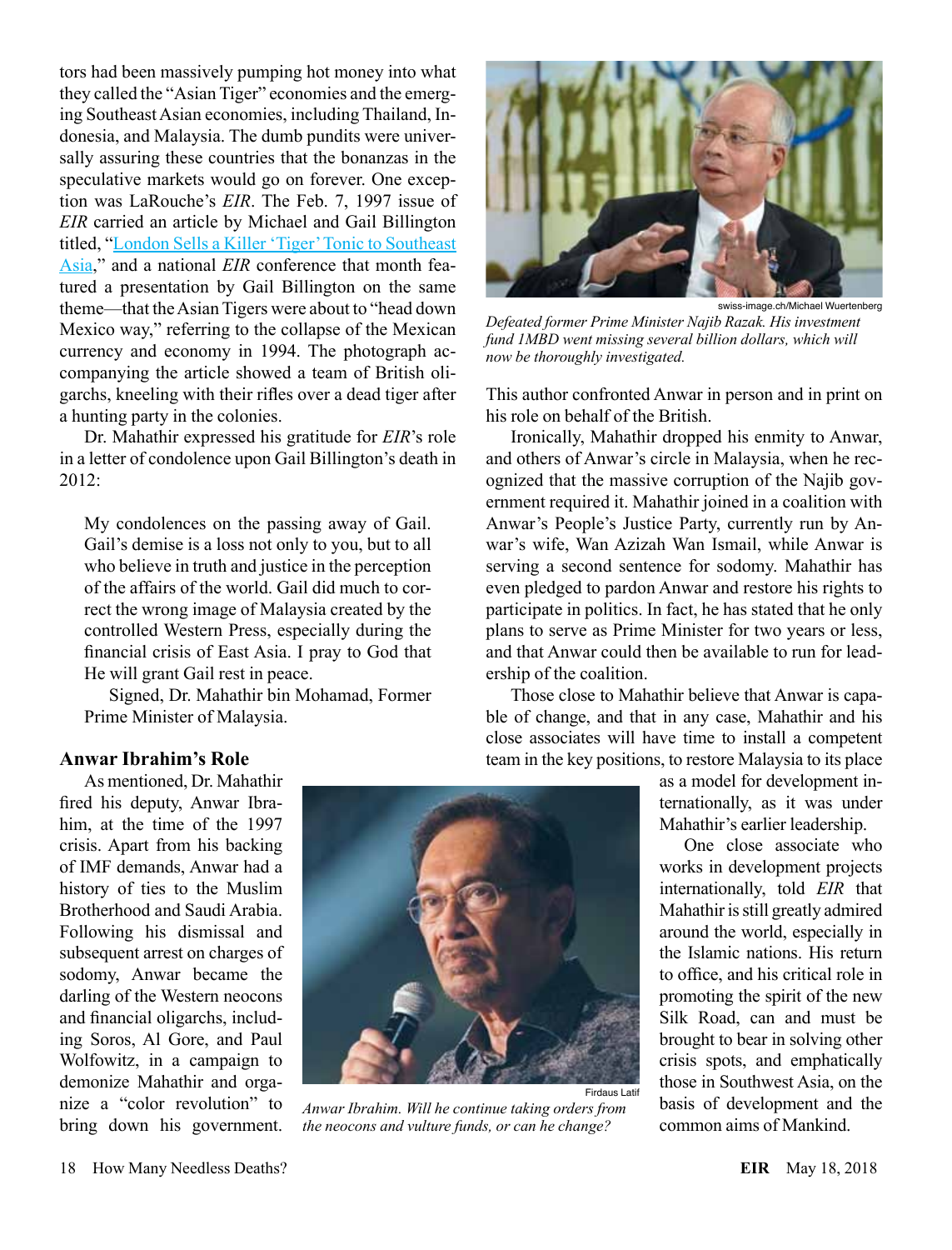tors had been massively pumping hot money into what they called the "Asian Tiger" economies and the emerging Southeast Asian economies, including Thailand, Indonesia, and Malaysia. The dumb pundits were universally assuring these countries that the bonanzas in the speculative markets would go on forever. One exception was LaRouche's *EIR*. The Feb. 7, 1997 issue of *EIR* carried an article by Michael and Gail Billington titled, "London Sells a Killer 'Tiger' Tonic to Southeast Asia," and a national *EIR* conference that month featured a presentation by Gail Billington on the same theme—that the Asian Tigers were about to "head down Mexico way," referring to the collapse of the Mexican currency and economy in 1994. The photograph accompanying the article showed a team of British oligarchs, kneeling with their rifles over a dead tiger after a hunting party in the colonies.

Dr. Mahathir expressed his gratitude for *EIR*'s role in a letter of condolence upon Gail Billington's death in 2012:

> My condolences on the passing away of Gail. Gail's demise is a loss not only to you, but to all who believe in truth and justice in the perception of the affairs of the world. Gail did much to correct the wrong image of Malaysia created by the controlled Western Press, especially during the financial crisis of East Asia. I pray to God that He will grant Gail rest in peace.
>
> Signed, Dr. Mahathir bin Mohamad, Former Prime Minister of Malaysia.

## Anwar Ibrahim's Role

As mentioned, Dr. Mahathir fired his deputy, Anwar Ibrahim, at the time of the 1997 crisis. Apart from his backing of IMF demands, Anwar had a history of ties to the Muslim Brotherhood and Saudi Arabia. Following his dismissal and subsequent arrest on charges of sodomy, Anwar became the darling of the Western neocons and financial oligarchs, including Soros, Al Gore, and Paul Wolfowitz, in a campaign to demonize Mahathir and organize a "color revolution" to bring down his government. This author confronted Anwar in person and in print on his role on behalf of the British.

swiss-image.ch/Michael Wuertenberg

*Defeated former Prime Minister Najib Razak. His investment fund 1MBD went missing several billion dollars, which will now be thoroughly investigated.*

Ironically, Mahathir dropped his enmity to Anwar, and others of Anwar's circle in Malaysia, when he recognized that the massive corruption of the Najib government required it. Mahathir joined in a coalition with Anwar's People's Justice Party, currently run by Anwar's wife, Wan Azizah Wan Ismail, while Anwar is serving a second sentence for sodomy. Mahathir has even pledged to pardon Anwar and restore his rights to participate in politics. In fact, he has stated that he only plans to serve as Prime Minister for two years or less, and that Anwar could then be available to run for leadership of the coalition.

Those close to Mahathir believe that Anwar is capable of change, and that in any case, Mahathir and his close associates will have time to install a competent team in the key positions, to restore Malaysia to its place as a model for development internationally, as it was under Mahathir's earlier leadership.

Firdaus Latif

*Anwar Ibrahim. Will he continue taking orders from the neocons and vulture funds, or can he change?*

One close associate who works in development projects internationally, told *EIR* that Mahathir is still greatly admired around the world, especially in the Islamic nations. His return to office, and his critical role in promoting the spirit of the new Silk Road, can and must be brought to bear in solving other crisis spots, and emphatically those in Southwest Asia, on the basis of development and the common aims of Mankind.